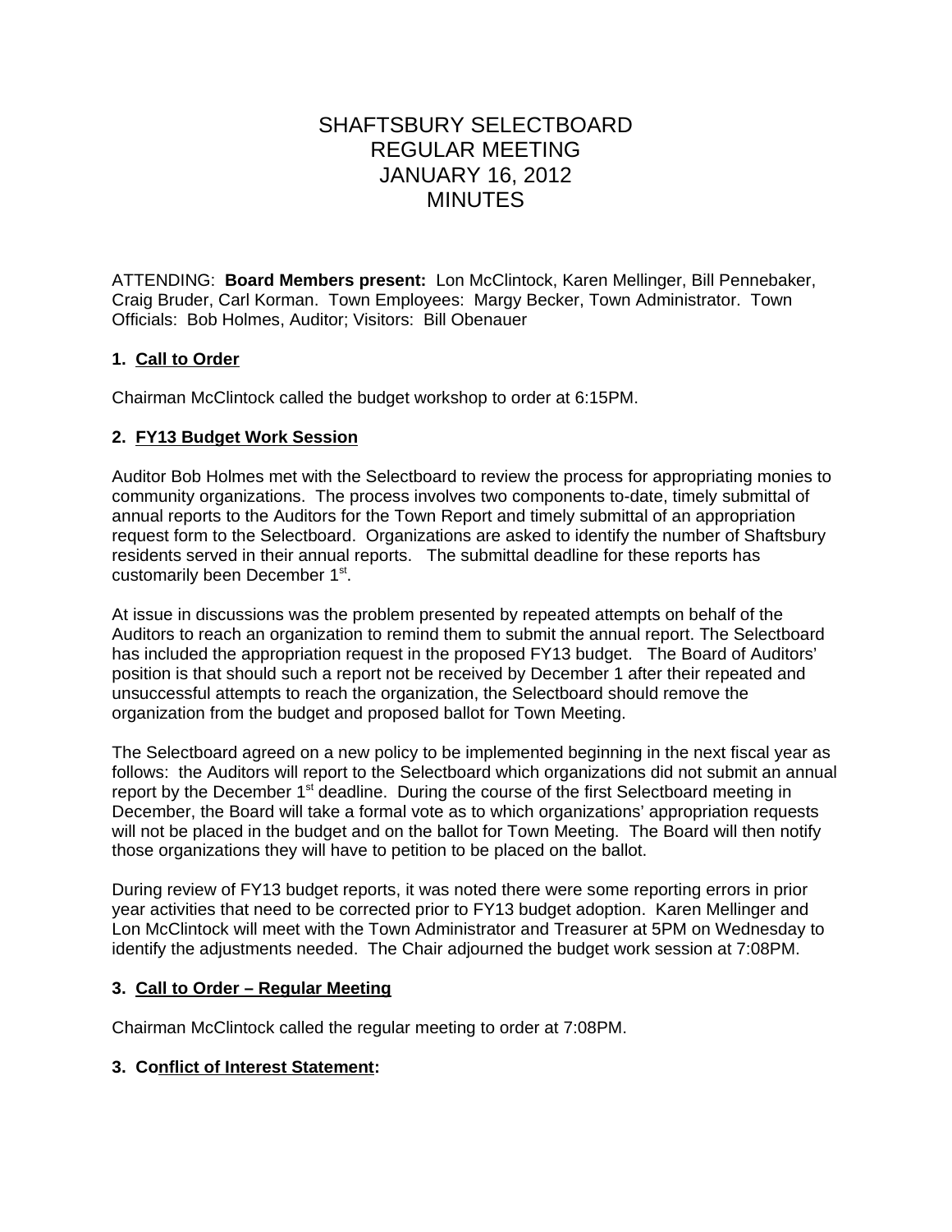# SHAFTSBURY SELECTBOARD
# REGULAR MEETING
# JANUARY 16, 2012
# MINUTES

ATTENDING: **Board Members present:** Lon McClintock, Karen Mellinger, Bill Pennebaker, Craig Bruder, Carl Korman. Town Employees: Margy Becker, Town Administrator. Town Officials: Bob Holmes, Auditor; Visitors: Bill Obenauer

**1. Call to Order**

Chairman McClintock called the budget workshop to order at 6:15PM.

**2. FY13 Budget Work Session**

Auditor Bob Holmes met with the Selectboard to review the process for appropriating monies to community organizations. The process involves two components to-date, timely submittal of annual reports to the Auditors for the Town Report and timely submittal of an appropriation request form to the Selectboard. Organizations are asked to identify the number of Shaftsbury residents served in their annual reports. The submittal deadline for these reports has customarily been December 1st.

At issue in discussions was the problem presented by repeated attempts on behalf of the Auditors to reach an organization to remind them to submit the annual report. The Selectboard has included the appropriation request in the proposed FY13 budget. The Board of Auditors' position is that should such a report not be received by December 1 after their repeated and unsuccessful attempts to reach the organization, the Selectboard should remove the organization from the budget and proposed ballot for Town Meeting.

The Selectboard agreed on a new policy to be implemented beginning in the next fiscal year as follows: the Auditors will report to the Selectboard which organizations did not submit an annual report by the December 1st deadline. During the course of the first Selectboard meeting in December, the Board will take a formal vote as to which organizations' appropriation requests will not be placed in the budget and on the ballot for Town Meeting. The Board will then notify those organizations they will have to petition to be placed on the ballot.

During review of FY13 budget reports, it was noted there were some reporting errors in prior year activities that need to be corrected prior to FY13 budget adoption. Karen Mellinger and Lon McClintock will meet with the Town Administrator and Treasurer at 5PM on Wednesday to identify the adjustments needed. The Chair adjourned the budget work session at 7:08PM.

**3. Call to Order – Regular Meeting**

Chairman McClintock called the regular meeting to order at 7:08PM.

**3. Conflict of Interest Statement:**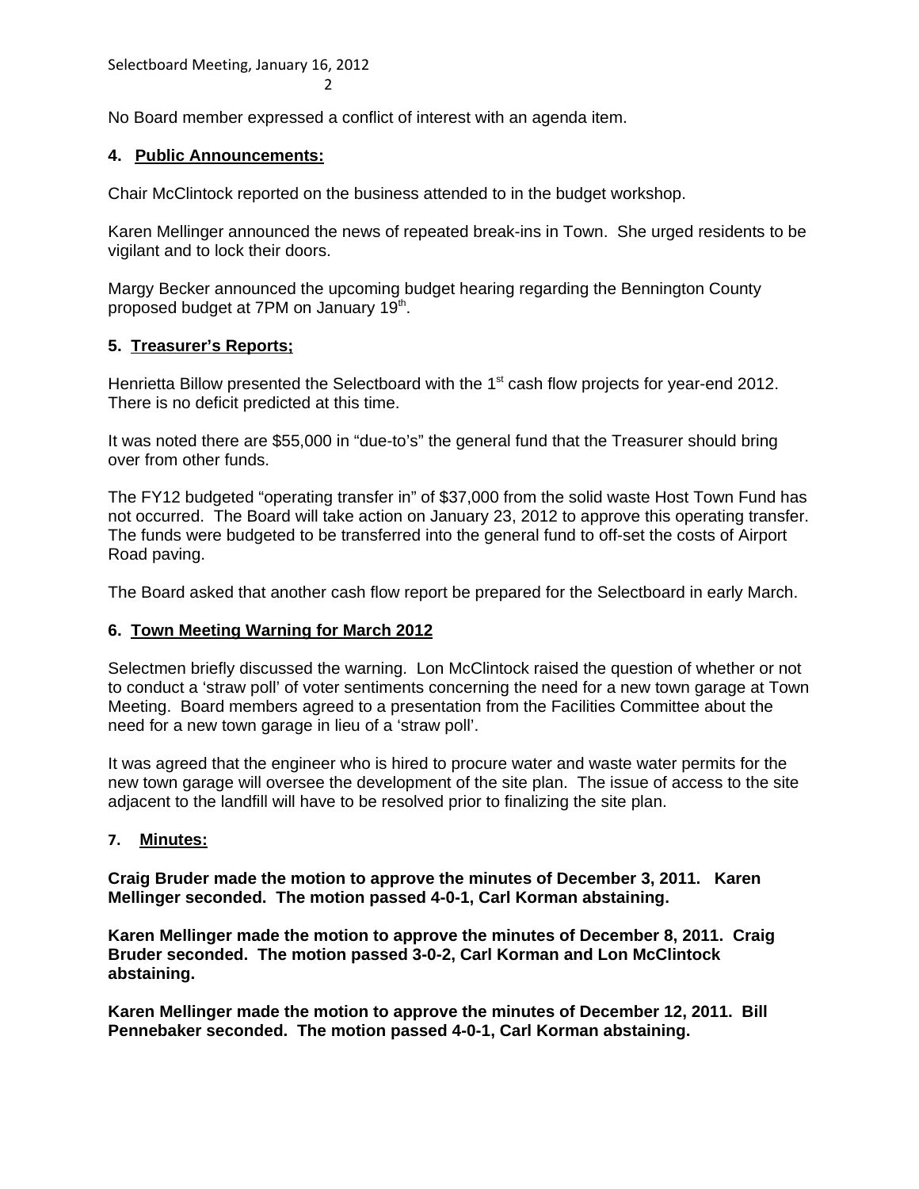No Board member expressed a conflict of interest with an agenda item.

**4. Public Announcements:**

Chair McClintock reported on the business attended to in the budget workshop.

Karen Mellinger announced the news of repeated break-ins in Town. She urged residents to be vigilant and to lock their doors.

Margy Becker announced the upcoming budget hearing regarding the Bennington County proposed budget at 7PM on January 19th.

**5. Treasurer's Reports;**

Henrietta Billow presented the Selectboard with the 1st cash flow projects for year-end 2012. There is no deficit predicted at this time.

It was noted there are $55,000 in "due-to's" the general fund that the Treasurer should bring over from other funds.

The FY12 budgeted "operating transfer in" of $37,000 from the solid waste Host Town Fund has not occurred. The Board will take action on January 23, 2012 to approve this operating transfer. The funds were budgeted to be transferred into the general fund to off-set the costs of Airport Road paving.

The Board asked that another cash flow report be prepared for the Selectboard in early March.

**6. Town Meeting Warning for March 2012**

Selectmen briefly discussed the warning. Lon McClintock raised the question of whether or not to conduct a 'straw poll' of voter sentiments concerning the need for a new town garage at Town Meeting. Board members agreed to a presentation from the Facilities Committee about the need for a new town garage in lieu of a 'straw poll'.

It was agreed that the engineer who is hired to procure water and waste water permits for the new town garage will oversee the development of the site plan. The issue of access to the site adjacent to the landfill will have to be resolved prior to finalizing the site plan.

**7. Minutes:**

**Craig Bruder made the motion to approve the minutes of December 3, 2011. Karen Mellinger seconded. The motion passed 4-0-1, Carl Korman abstaining.**

**Karen Mellinger made the motion to approve the minutes of December 8, 2011. Craig Bruder seconded. The motion passed 3-0-2, Carl Korman and Lon McClintock abstaining.**

**Karen Mellinger made the motion to approve the minutes of December 12, 2011. Bill Pennebaker seconded. The motion passed 4-0-1, Carl Korman abstaining.**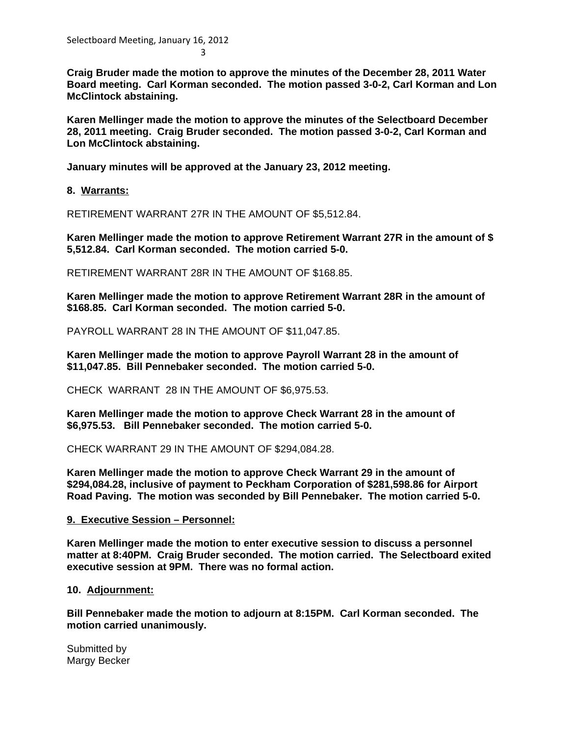**Craig Bruder made the motion to approve the minutes of the December 28, 2011 Water Board meeting. Carl Korman seconded. The motion passed 3-0-2, Carl Korman and Lon McClintock abstaining.**

**Karen Mellinger made the motion to approve the minutes of the Selectboard December 28, 2011 meeting. Craig Bruder seconded. The motion passed 3-0-2, Carl Korman and Lon McClintock abstaining.**

**January minutes will be approved at the January 23, 2012 meeting.**

**8. <u>Warrants:</u>**

RETIREMENT WARRANT 27R IN THE AMOUNT OF $5,512.84.

**Karen Mellinger made the motion to approve Retirement Warrant 27R in the amount of $ 5,512.84. Carl Korman seconded. The motion carried 5-0.**

RETIREMENT WARRANT 28R IN THE AMOUNT OF $168.85.

**Karen Mellinger made the motion to approve Retirement Warrant 28R in the amount of $168.85. Carl Korman seconded. The motion carried 5-0.**

PAYROLL WARRANT 28 IN THE AMOUNT OF $11,047.85.

**Karen Mellinger made the motion to approve Payroll Warrant 28 in the amount of $11,047.85. Bill Pennebaker seconded. The motion carried 5-0.**

CHECK WARRANT 28 IN THE AMOUNT OF $6,975.53.

**Karen Mellinger made the motion to approve Check Warrant 28 in the amount of $6,975.53. Bill Pennebaker seconded. The motion carried 5-0.**

CHECK WARRANT 29 IN THE AMOUNT OF $294,084.28.

**Karen Mellinger made the motion to approve Check Warrant 29 in the amount of $294,084.28, inclusive of payment to Peckham Corporation of $281,598.86 for Airport Road Paving. The motion was seconded by Bill Pennebaker. The motion carried 5-0.**

**9. <u>Executive Session – Personnel:</u>**

**Karen Mellinger made the motion to enter executive session to discuss a personnel matter at 8:40PM. Craig Bruder seconded. The motion carried. The Selectboard exited executive session at 9PM. There was no formal action.**

**10. <u>Adjournment:</u>**

**Bill Pennebaker made the motion to adjourn at 8:15PM. Carl Korman seconded. The motion carried unanimously.**

Submitted by
Margy Becker